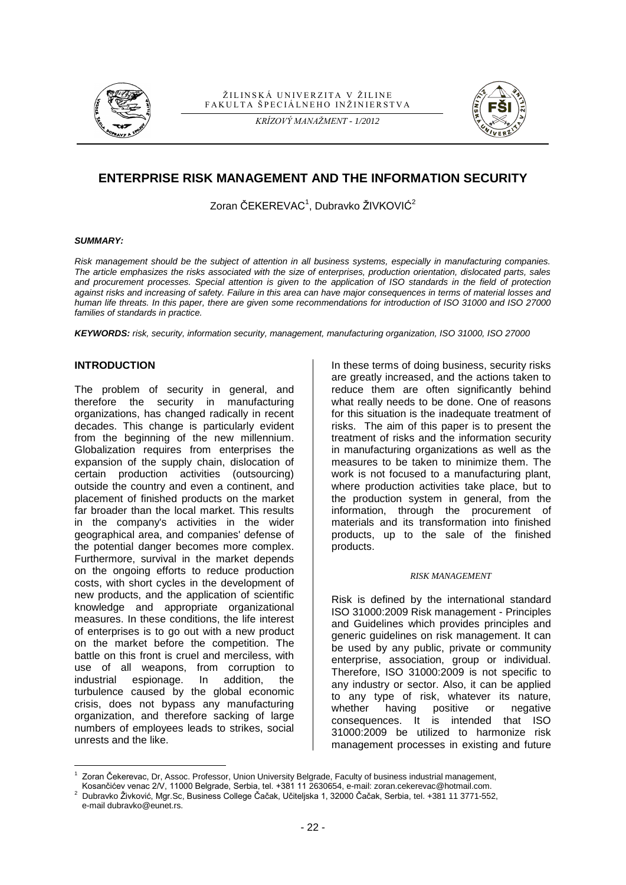# ENTERPRISE RISK MANAGEMENT AND THE INFORMATION SECURITY

Zoran ČEKEREVAC[1], Dubravko ŽIVKOVIĆ[2]

***SUMMARY:***

*Risk management should be the subject of attention in all business systems, especially in manufacturing companies. The article emphasizes the risks associated with the size of enterprises, production orientation, dislocated parts, sales and procurement processes. Special attention is given to the application of ISO standards in the field of protection against risks and increasing of safety. Failure in this area can have major consequences in terms of material losses and human life threats. In this paper, there are given some recommendations for introduction of ISO 31000 and ISO 27000 families of standards in practice.*

***KEYWORDS:*** *risk, security, information security, management, manufacturing organization, ISO 31000, ISO 27000*

## INTRODUCTION

The problem of security in general, and therefore the security in manufacturing organizations, has changed radically in recent decades. This change is particularly evident from the beginning of the new millennium. Globalization requires from enterprises the expansion of the supply chain, dislocation of certain production activities (outsourcing) outside the country and even a continent, and placement of finished products on the market far broader than the local market. This results in the company's activities in the wider geographical area, and companies' defense of the potential danger becomes more complex. Furthermore, survival in the market depends on the ongoing efforts to reduce production costs, with short cycles in the development of new products, and the application of scientific knowledge and appropriate organizational measures. In these conditions, the life interest of enterprises is to go out with a new product on the market before the competition. The battle on this front is cruel and merciless, with use of all weapons, from corruption to industrial espionage. In addition, the turbulence caused by the global economic crisis, does not bypass any manufacturing organization, and therefore sacking of large numbers of employees leads to strikes, social unrests and the like.

In these terms of doing business, security risks are greatly increased, and the actions taken to reduce them are often significantly behind what really needs to be done. One of reasons for this situation is the inadequate treatment of risks. The aim of this paper is to present the treatment of risks and the information security in manufacturing organizations as well as the measures to be taken to minimize them. The work is not focused to a manufacturing plant, where production activities take place, but to the production system in general, from the information, through the procurement of materials and its transformation into finished products, up to the sale of the finished products.

## *RISK MANAGEMENT*

Risk is defined by the international standard ISO 31000:2009 Risk management - Principles and Guidelines which provides principles and generic guidelines on risk management. It can be used by any public, private or community enterprise, association, group or individual. Therefore, ISO 31000:2009 is not specific to any industry or sector. Also, it can be applied to any type of risk, whatever its nature, whether having positive or negative consequences. It is intended that ISO 31000:2009 be utilized to harmonize risk management processes in existing and future

---

[1] Zoran Čekerevac, Dr, Assoc. Professor, Union University Belgrade, Faculty of business industrial management, Kosančićev venac 2/V, 11000 Belgrade, Serbia, tel. +381 11 2630654, e-mail: zoran.cekerevac@hotmail.com.

[2] Dubravko Živković, Mgr.Sc, Business College Čačak, Učiteljska 1, 32000 Čačak, Serbia, tel. +381 11 3771-552, e-mail dubravko@eunet.rs.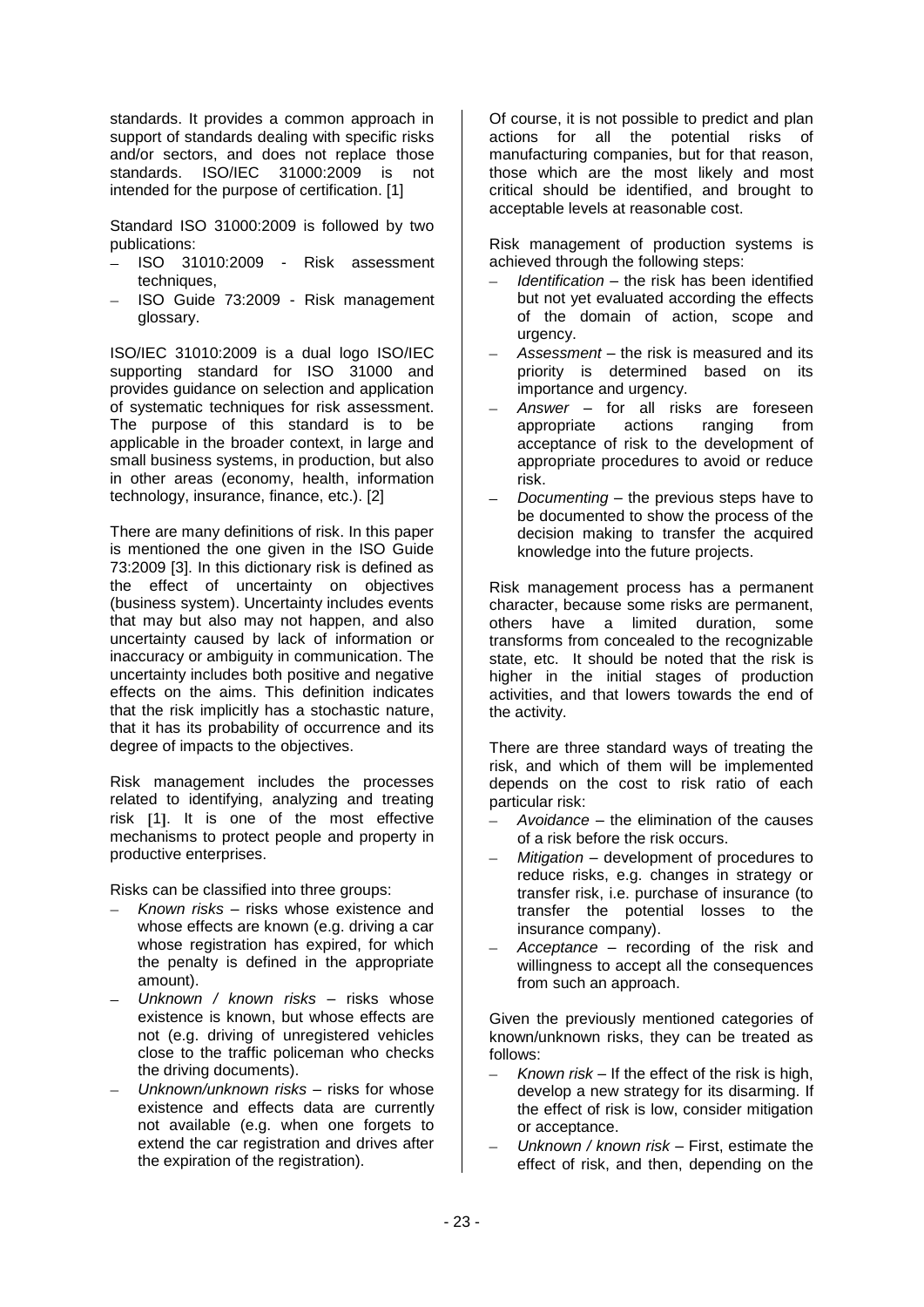standards. It provides a common approach in support of standards dealing with specific risks and/or sectors, and does not replace those standards. ISO/IEC 31000:2009 is not intended for the purpose of certification. [1]

Standard ISO 31000:2009 is followed by two publications:

- ISO 31010:2009 - Risk assessment techniques,
- ISO Guide 73:2009 - Risk management glossary.

ISO/IEC 31010:2009 is a dual logo ISO/IEC supporting standard for ISO 31000 and provides guidance on selection and application of systematic techniques for risk assessment. The purpose of this standard is to be applicable in the broader context, in large and small business systems, in production, but also in other areas (economy, health, information technology, insurance, finance, etc.). [2]

There are many definitions of risk. In this paper is mentioned the one given in the ISO Guide 73:2009 [3]. In this dictionary risk is defined as the effect of uncertainty on objectives (business system). Uncertainty includes events that may but also may not happen, and also uncertainty caused by lack of information or inaccuracy or ambiguity in communication. The uncertainty includes both positive and negative effects on the aims. This definition indicates that the risk implicitly has a stochastic nature, that it has its probability of occurrence and its degree of impacts to the objectives.

Risk management includes the processes related to identifying, analyzing and treating risk [1]. It is one of the most effective mechanisms to protect people and property in productive enterprises.

Risks can be classified into three groups:

- *Known risks* – risks whose existence and whose effects are known (e.g. driving a car whose registration has expired, for which the penalty is defined in the appropriate amount).
- *Unknown / known risks* – risks whose existence is known, but whose effects are not (e.g. driving of unregistered vehicles close to the traffic policeman who checks the driving documents).
- *Unknown/unknown risks* – risks for whose existence and effects data are currently not available (e.g. when one forgets to extend the car registration and drives after the expiration of the registration).

Of course, it is not possible to predict and plan actions for all the potential risks of manufacturing companies, but for that reason, those which are the most likely and most critical should be identified, and brought to acceptable levels at reasonable cost.

Risk management of production systems is achieved through the following steps:

- *Identification* – the risk has been identified but not yet evaluated according the effects of the domain of action, scope and urgency.
- *Assessment* – the risk is measured and its priority is determined based on its importance and urgency.
- *Answer* – for all risks are foreseen appropriate actions ranging from acceptance of risk to the development of appropriate procedures to avoid or reduce risk.
- *Documenting* – the previous steps have to be documented to show the process of the decision making to transfer the acquired knowledge into the future projects.

Risk management process has a permanent character, because some risks are permanent, others have a limited duration, some transforms from concealed to the recognizable state, etc. It should be noted that the risk is higher in the initial stages of production activities, and that lowers towards the end of the activity.

There are three standard ways of treating the risk, and which of them will be implemented depends on the cost to risk ratio of each particular risk:

- *Avoidance* – the elimination of the causes of a risk before the risk occurs.
- *Mitigation* – development of procedures to reduce risks, e.g. changes in strategy or transfer risk, i.e. purchase of insurance (to transfer the potential losses to the insurance company).
- *Acceptance* – recording of the risk and willingness to accept all the consequences from such an approach.

Given the previously mentioned categories of known/unknown risks, they can be treated as follows:

- *Known risk* – If the effect of the risk is high, develop a new strategy for its disarming. If the effect of risk is low, consider mitigation or acceptance.
- *Unknown / known risk* – First, estimate the effect of risk, and then, depending on the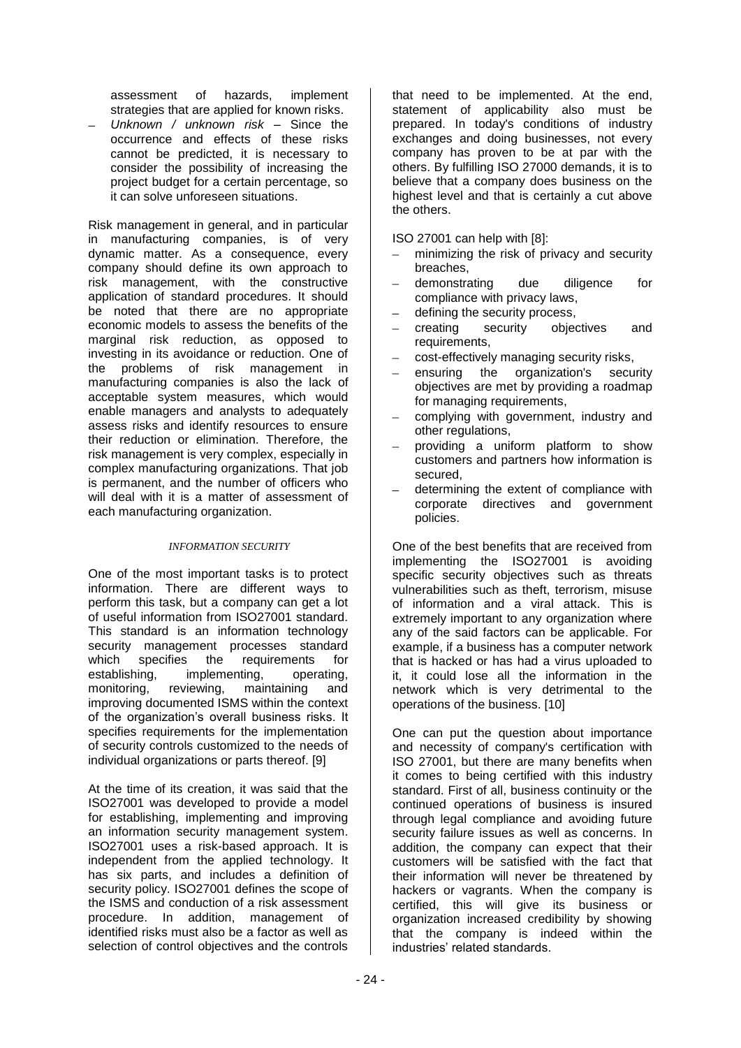assessment of hazards, implement strategies that are applied for known risks.

- *Unknown / unknown risk* – Since the occurrence and effects of these risks cannot be predicted, it is necessary to consider the possibility of increasing the project budget for a certain percentage, so it can solve unforeseen situations.

Risk management in general, and in particular in manufacturing companies, is of very dynamic matter. As a consequence, every company should define its own approach to risk management, with the constructive application of standard procedures. It should be noted that there are no appropriate economic models to assess the benefits of the marginal risk reduction, as opposed to investing in its avoidance or reduction. One of the problems of risk management in manufacturing companies is also the lack of acceptable system measures, which would enable managers and analysts to adequately assess risks and identify resources to ensure their reduction or elimination. Therefore, the risk management is very complex, especially in complex manufacturing organizations. That job is permanent, and the number of officers who will deal with it is a matter of assessment of each manufacturing organization.

## INFORMATION SECURITY

One of the most important tasks is to protect information. There are different ways to perform this task, but a company can get a lot of useful information from ISO27001 standard. This standard is an information technology security management processes standard which specifies the requirements for establishing, implementing, operating, monitoring, reviewing, maintaining and improving documented ISMS within the context of the organization's overall business risks. It specifies requirements for the implementation of security controls customized to the needs of individual organizations or parts thereof. [9]

At the time of its creation, it was said that the ISO27001 was developed to provide a model for establishing, implementing and improving an information security management system. ISO27001 uses a risk-based approach. It is independent from the applied technology. It has six parts, and includes a definition of security policy. ISO27001 defines the scope of the ISMS and conduction of a risk assessment procedure. In addition, management of identified risks must also be a factor as well as selection of control objectives and the controls that need to be implemented. At the end, statement of applicability also must be prepared. In today's conditions of industry exchanges and doing businesses, not every company has proven to be at par with the others. By fulfilling ISO 27000 demands, it is to believe that a company does business on the highest level and that is certainly a cut above the others.

ISO 27001 can help with [8]:

- minimizing the risk of privacy and security breaches,
- demonstrating due diligence for compliance with privacy laws,
- defining the security process,
- creating security objectives and requirements,
- cost-effectively managing security risks,
- ensuring the organization's security objectives are met by providing a roadmap for managing requirements,
- complying with government, industry and other regulations,
- providing a uniform platform to show customers and partners how information is secured,
- determining the extent of compliance with corporate directives and government policies.

One of the best benefits that are received from implementing the ISO27001 is avoiding specific security objectives such as threats vulnerabilities such as theft, terrorism, misuse of information and a viral attack. This is extremely important to any organization where any of the said factors can be applicable. For example, if a business has a computer network that is hacked or has had a virus uploaded to it, it could lose all the information in the network which is very detrimental to the operations of the business. [10]

One can put the question about importance and necessity of company's certification with ISO 27001, but there are many benefits when it comes to being certified with this industry standard. First of all, business continuity or the continued operations of business is insured through legal compliance and avoiding future security failure issues as well as concerns. In addition, the company can expect that their customers will be satisfied with the fact that their information will never be threatened by hackers or vagrants. When the company is certified, this will give its business or organization increased credibility by showing that the company is indeed within the industries' related standards.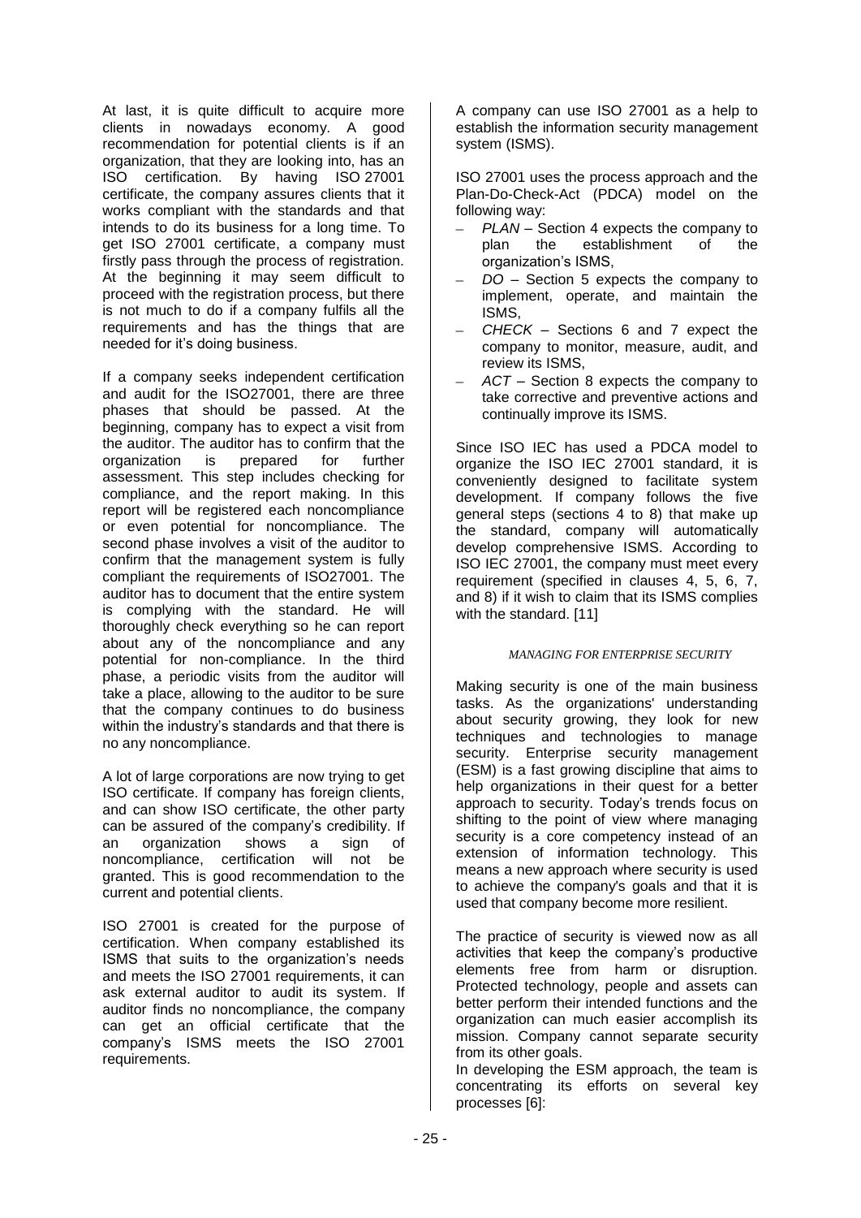At last, it is quite difficult to acquire more clients in nowadays economy. A good recommendation for potential clients is if an organization, that they are looking into, has an ISO certification. By having ISO 27001 certificate, the company assures clients that it works compliant with the standards and that intends to do its business for a long time. To get ISO 27001 certificate, a company must firstly pass through the process of registration. At the beginning it may seem difficult to proceed with the registration process, but there is not much to do if a company fulfils all the requirements and has the things that are needed for it's doing business.

If a company seeks independent certification and audit for the ISO27001, there are three phases that should be passed. At the beginning, company has to expect a visit from the auditor. The auditor has to confirm that the organization is prepared for further assessment. This step includes checking for compliance, and the report making. In this report will be registered each noncompliance or even potential for noncompliance. The second phase involves a visit of the auditor to confirm that the management system is fully compliant the requirements of ISO27001. The auditor has to document that the entire system is complying with the standard. He will thoroughly check everything so he can report about any of the noncompliance and any potential for non-compliance. In the third phase, a periodic visits from the auditor will take a place, allowing to the auditor to be sure that the company continues to do business within the industry's standards and that there is no any noncompliance.

A lot of large corporations are now trying to get ISO certificate. If company has foreign clients, and can show ISO certificate, the other party can be assured of the company's credibility. If an organization shows a sign of noncompliance, certification will not be granted. This is good recommendation to the current and potential clients.

ISO 27001 is created for the purpose of certification. When company established its ISMS that suits to the organization's needs and meets the ISO 27001 requirements, it can ask external auditor to audit its system. If auditor finds no noncompliance, the company can get an official certificate that the company's ISMS meets the ISO 27001 requirements.

A company can use ISO 27001 as a help to establish the information security management system (ISMS).

ISO 27001 uses the process approach and the Plan-Do-Check-Act (PDCA) model on the following way:

- *PLAN* – Section 4 expects the company to plan the establishment of the organization's ISMS,
- *DO* – Section 5 expects the company to implement, operate, and maintain the ISMS,
- *CHECK* – Sections 6 and 7 expect the company to monitor, measure, audit, and review its ISMS,
- *ACT* – Section 8 expects the company to take corrective and preventive actions and continually improve its ISMS.

Since ISO IEC has used a PDCA model to organize the ISO IEC 27001 standard, it is conveniently designed to facilitate system development. If company follows the five general steps (sections 4 to 8) that make up the standard, company will automatically develop comprehensive ISMS. According to ISO IEC 27001, the company must meet every requirement (specified in clauses 4, 5, 6, 7, and 8) if it wish to claim that its ISMS complies with the standard. [11]

## *MANAGING FOR ENTERPRISE SECURITY*

Making security is one of the main business tasks. As the organizations' understanding about security growing, they look for new techniques and technologies to manage security. Enterprise security management (ESM) is a fast growing discipline that aims to help organizations in their quest for a better approach to security. Today's trends focus on shifting to the point of view where managing security is a core competency instead of an extension of information technology. This means a new approach where security is used to achieve the company's goals and that it is used that company become more resilient.

The practice of security is viewed now as all activities that keep the company's productive elements free from harm or disruption. Protected technology, people and assets can better perform their intended functions and the organization can much easier accomplish its mission. Company cannot separate security from its other goals.

In developing the ESM approach, the team is concentrating its efforts on several key processes [6]: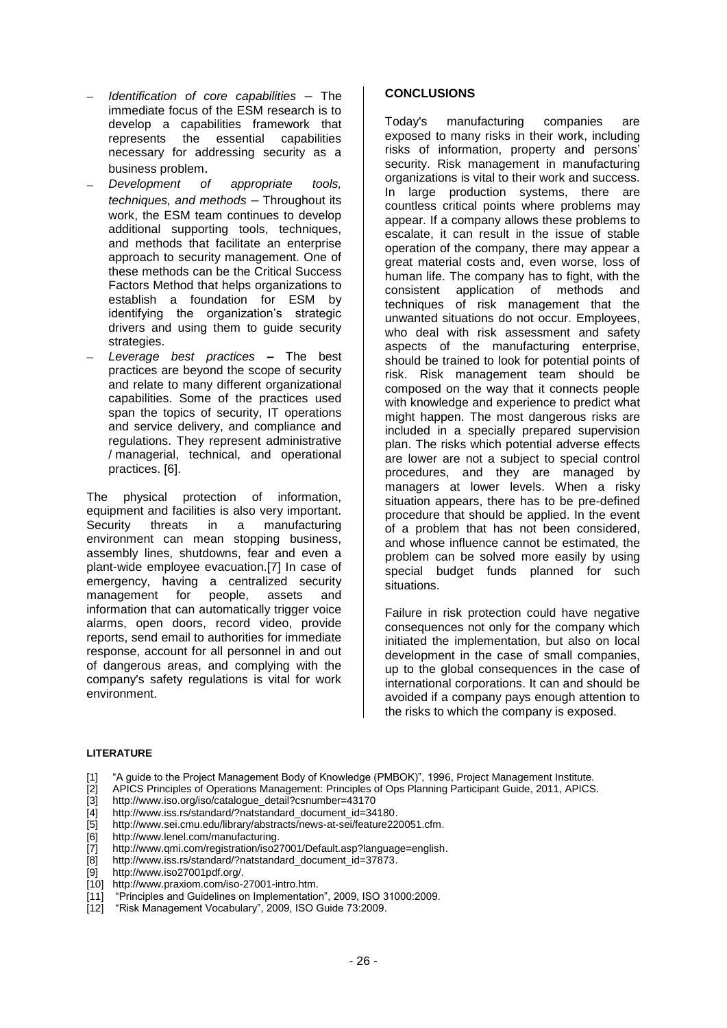- *Identification of core capabilities* – The immediate focus of the ESM research is to develop a capabilities framework that represents the essential capabilities necessary for addressing security as a business problem.
- *Development of appropriate tools, techniques, and methods* – Throughout its work, the ESM team continues to develop additional supporting tools, techniques, and methods that facilitate an enterprise approach to security management. One of these methods can be the Critical Success Factors Method that helps organizations to establish a foundation for ESM by identifying the organization's strategic drivers and using them to guide security strategies.
- *Leverage best practices* **–** The best practices are beyond the scope of security and relate to many different organizational capabilities. Some of the practices used span the topics of security, IT operations and service delivery, and compliance and regulations. They represent administrative / managerial, technical, and operational practices. [6].

The physical protection of information, equipment and facilities is also very important. Security threats in a manufacturing environment can mean stopping business, assembly lines, shutdowns, fear and even a plant-wide employee evacuation.[7] In case of emergency, having a centralized security management for people, assets and information that can automatically trigger voice alarms, open doors, record video, provide reports, send email to authorities for immediate response, account for all personnel in and out of dangerous areas, and complying with the company's safety regulations is vital for work environment.

## CONCLUSIONS

Today's manufacturing companies are exposed to many risks in their work, including risks of information, property and persons' security. Risk management in manufacturing organizations is vital to their work and success. In large production systems, there are countless critical points where problems may appear. If a company allows these problems to escalate, it can result in the issue of stable operation of the company, there may appear a great material costs and, even worse, loss of human life. The company has to fight, with the consistent application of methods and techniques of risk management that the unwanted situations do not occur. Employees, who deal with risk assessment and safety aspects of the manufacturing enterprise, should be trained to look for potential points of risk. Risk management team should be composed on the way that it connects people with knowledge and experience to predict what might happen. The most dangerous risks are included in a specially prepared supervision plan. The risks which potential adverse effects are lower are not a subject to special control procedures, and they are managed by managers at lower levels. When a risky situation appears, there has to be pre-defined procedure that should be applied. In the event of a problem that has not been considered, and whose influence cannot be estimated, the problem can be solved more easily by using special budget funds planned for such situations.

Failure in risk protection could have negative consequences not only for the company which initiated the implementation, but also on local development in the case of small companies, up to the global consequences in the case of international corporations. It can and should be avoided if a company pays enough attention to the risks to which the company is exposed.

## LITERATURE

[1] "A guide to the Project Management Body of Knowledge (PMBOK)", 1996, Project Management Institute.
[2] APICS Principles of Operations Management: Principles of Ops Planning Participant Guide, 2011, APICS.
[3] http://www.iso.org/iso/catalogue_detail?csnumber=43170
[4] http://www.iss.rs/standard/?natstandard_document_id=34180.
[5] http://www.sei.cmu.edu/library/abstracts/news-at-sei/feature220051.cfm.
[6] http://www.lenel.com/manufacturing.
[7] http://www.qmi.com/registration/iso27001/Default.asp?language=english.
[8] http://www.iss.rs/standard/?natstandard_document_id=37873.
[9] http://www.iso27001pdf.org/.
[10] http://www.praxiom.com/iso-27001-intro.htm.
[11] "Principles and Guidelines on Implementation", 2009, ISO 31000:2009.
[12] "Risk Management Vocabulary", 2009, ISO Guide 73:2009.